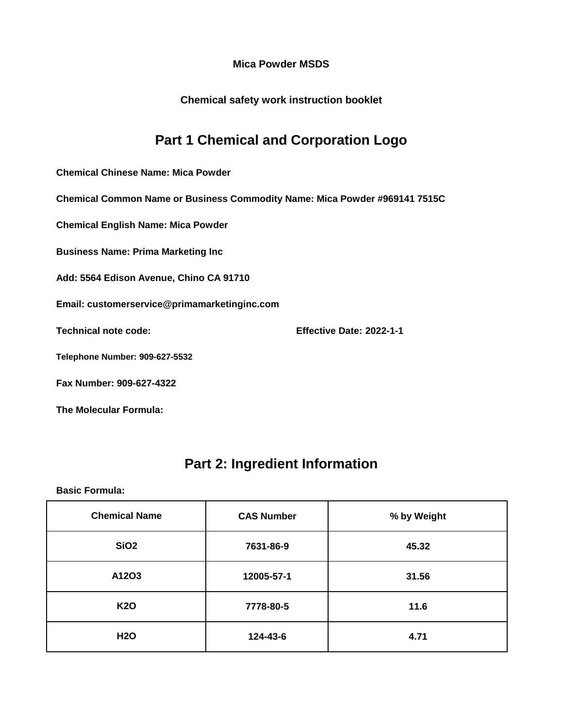**Mica Powder MSDS**

**Chemical safety work instruction booklet**

# Part 1 Chemical and Corporation Logo

**Chemical Chinese Name: Mica Powder**

**Chemical Common Name or Business Commodity Name: Mica Powder #969141 7515C**

**Chemical English Name: Mica Powder**

**Business Name: Prima Marketing Inc**

**Add: 5564 Edison Avenue, Chino CA 91710**

**Email: customerservice@primamarketinginc.com**

**Technical note code:** **Effective Date: 2022-1-1**

**Telephone Number: 909-627-5532**

**Fax Number: 909-627-4322**

**The Molecular Formula:**

# Part 2: Ingredient Information

**Basic Formula:**

| Chemical Name | CAS Number | % by Weight |
|---|---|---|
| $SiO_2$ | 7631-86-9 | 45.32 |
| A12O3 | 12005-57-1 | 31.56 |
| $K_2O$ | 7778-80-5 | 11.6 |
| $H_2O$ | 124-43-6 | 4.71 |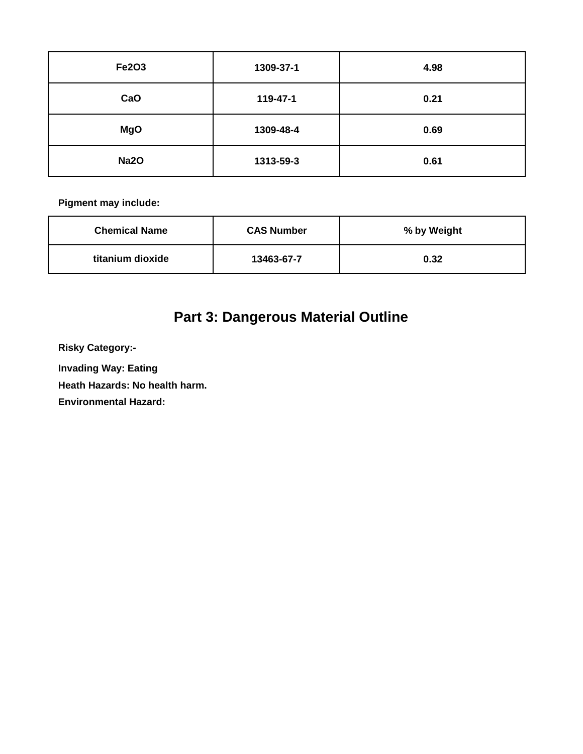| $Fe_2O_3$ | 1309-37-1 | 4.98 |
|---|---|---|
| CaO | 119-47-1 | 0.21 |
| MgO | 1309-48-4 | 0.69 |
| $Na_2O$ | 1313-59-3 | 0.61 |

**Pigment may include:**

| Chemical Name | CAS Number | % by Weight |
|---|---|---|
| titanium dioxide | 13463-67-7 | 0.32 |

## Part 3: Dangerous Material Outline

**Risky Category:-**

**Invading Way: Eating**

**Heath Hazards: No health harm.**

**Environmental Hazard:**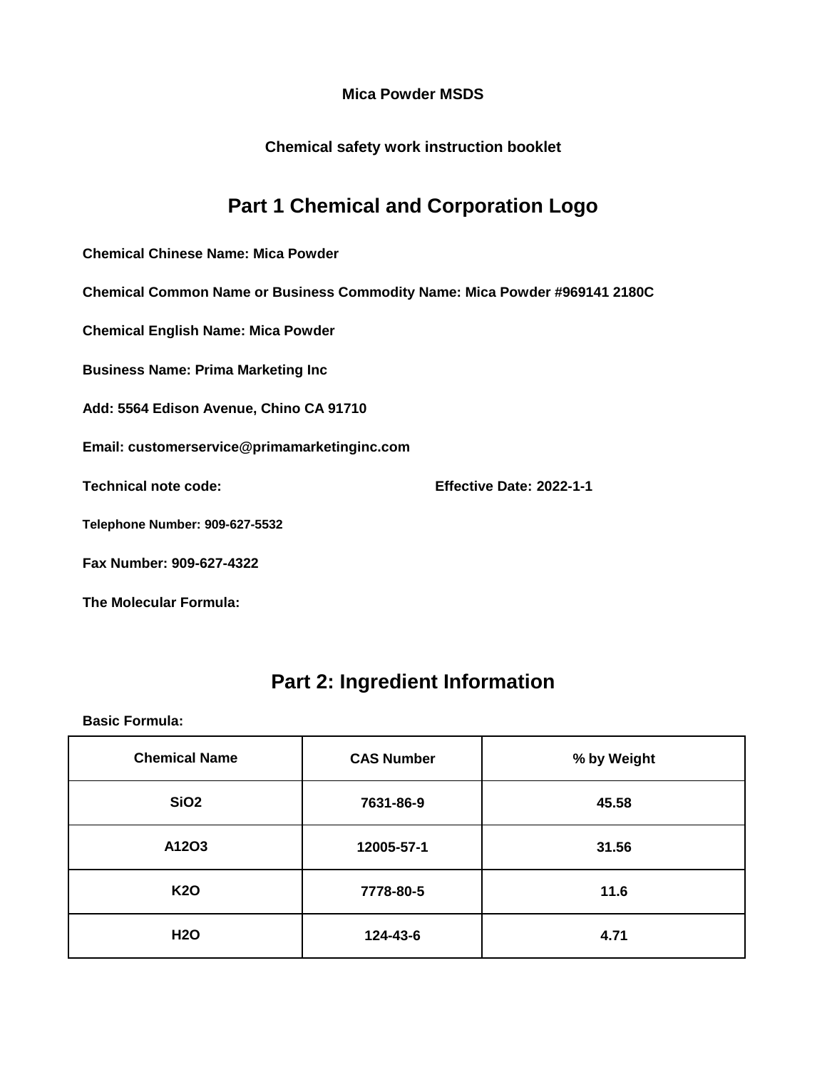**Mica Powder MSDS**

**Chemical safety work instruction booklet**

# Part 1 Chemical and Corporation Logo

**Chemical Chinese Name: Mica Powder**

**Chemical Common Name or Business Commodity Name: Mica Powder #969141 2180C**

**Chemical English Name: Mica Powder**

**Business Name: Prima Marketing Inc**

**Add: 5564 Edison Avenue, Chino CA 91710**

**Email: customerservice@primamarketinginc.com**

**Technical note code:** **Effective Date: 2022-1-1**

**Telephone Number: 909-627-5532**

**Fax Number: 909-627-4322**

**The Molecular Formula:**

# Part 2: Ingredient Information

**Basic Formula:**

| Chemical Name | CAS Number | % by Weight |
| --- | --- | --- |
| $SiO_2$ | 7631-86-9 | 45.58 |
| A12O3 | 12005-57-1 | 31.56 |
| $K_2O$ | 7778-80-5 | 11.6 |
| $H_2O$ | 124-43-6 | 4.71 |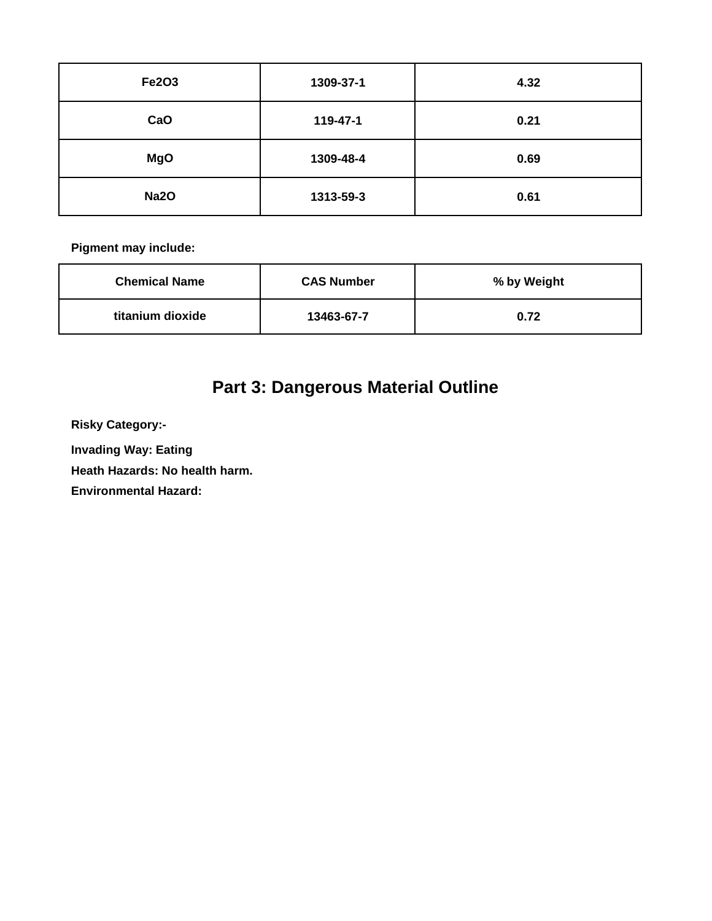| $Fe_2O_3$ | 1309-37-1 | 4.32 |
| --- | --- | --- |
| CaO | 119-47-1 | 0.21 |
| MgO | 1309-48-4 | 0.69 |
| $Na_2O$ | 1313-59-3 | 0.61 |

**Pigment may include:**

| Chemical Name | CAS Number | % by Weight |
| --- | --- | --- |
| titanium dioxide | 13463-67-7 | 0.72 |

## Part 3: Dangerous Material Outline

**Risky Category:-**

**Invading Way: Eating**

**Heath Hazards: No health harm.**

**Environmental Hazard:**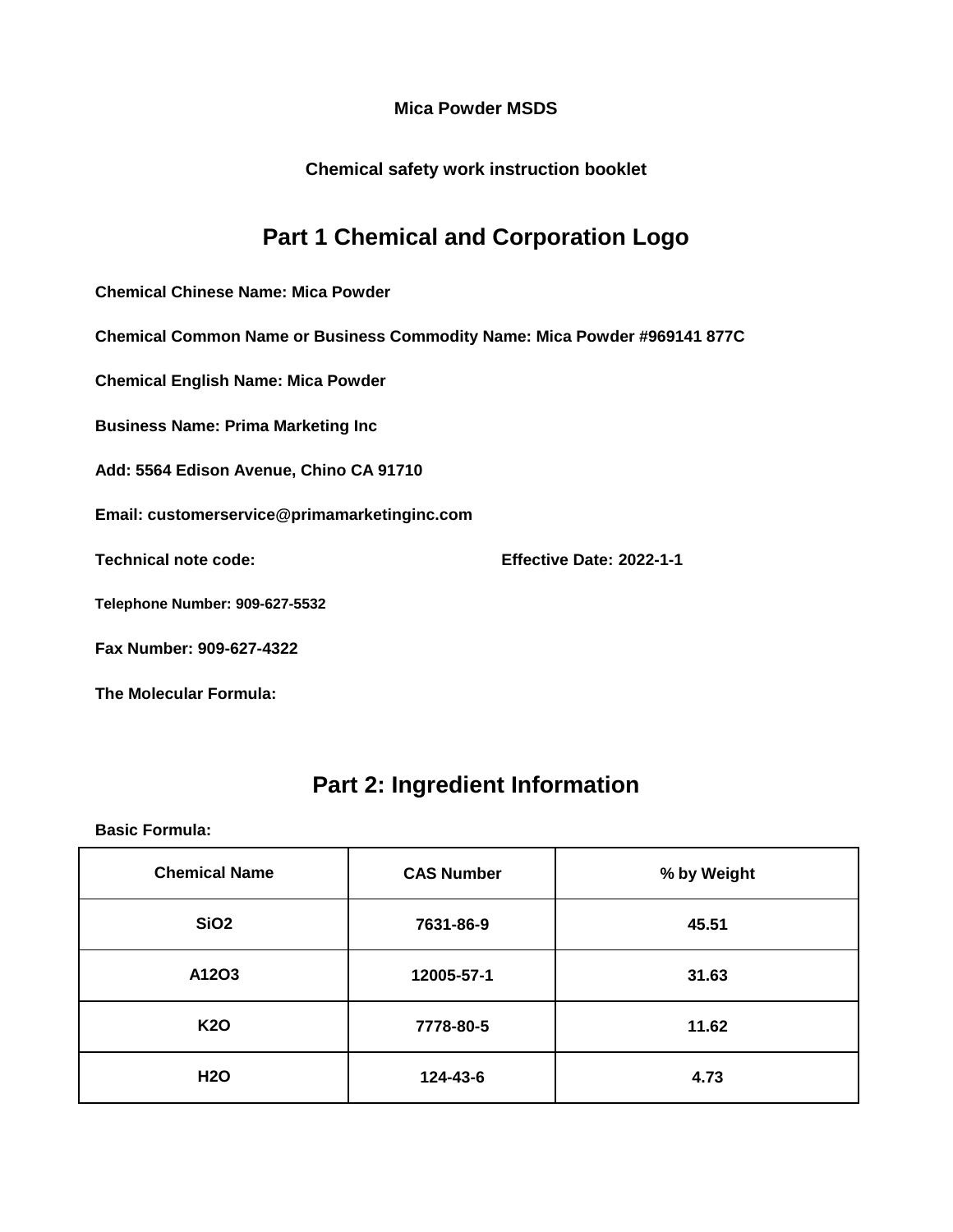**Mica Powder MSDS**

**Chemical safety work instruction booklet**

## Part 1 Chemical and Corporation Logo

**Chemical Chinese Name: Mica Powder**

**Chemical Common Name or Business Commodity Name: Mica Powder #969141 877C**

**Chemical English Name: Mica Powder**

**Business Name: Prima Marketing Inc**

**Add: 5564 Edison Avenue, Chino CA 91710**

**Email: customerservice@primamarketinginc.com**

**Technical note code:** **Effective Date: 2022-1-1**

**Telephone Number: 909-627-5532**

**Fax Number: 909-627-4322**

**The Molecular Formula:**

## Part 2: Ingredient Information

**Basic Formula:**

| Chemical Name | CAS Number | % by Weight |
|---|---|---|
| $SiO_2$ | 7631-86-9 | 45.51 |
| A12O3 | 12005-57-1 | 31.63 |
| $K_2O$ | 7778-80-5 | 11.62 |
| $H_2O$ | 124-43-6 | 4.73 |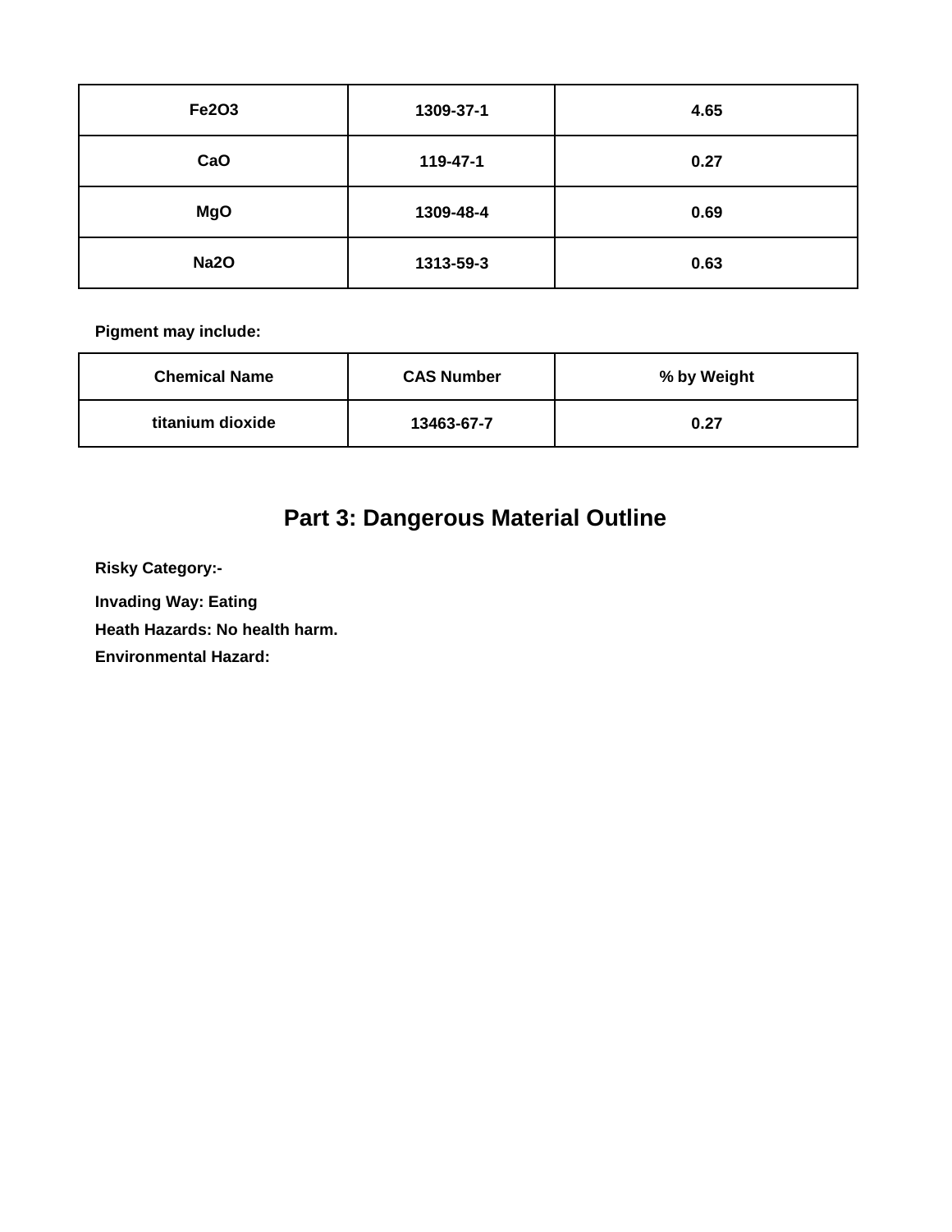| $Fe_2O_3$ | 1309-37-1 | 4.65 |
|---|---|---|
| CaO | 119-47-1 | 0.27 |
| MgO | 1309-48-4 | 0.69 |
| $Na_2O$ | 1313-59-3 | 0.63 |

**Pigment may include:**

| Chemical Name | CAS Number | % by Weight |
|---|---|---|
| titanium dioxide | 13463-67-7 | 0.27 |

## Part 3: Dangerous Material Outline

**Risky Category:-**

**Invading Way: Eating**

**Heath Hazards: No health harm.**

**Environmental Hazard:**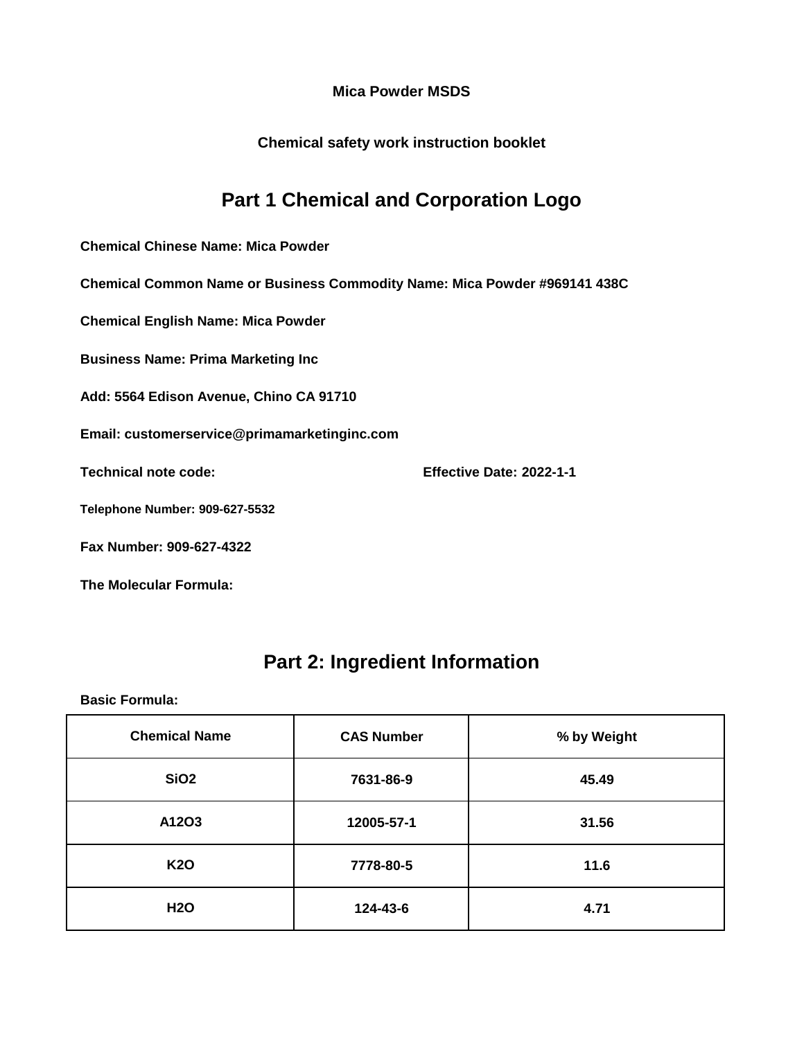**Mica Powder MSDS**

**Chemical safety work instruction booklet**

## Part 1 Chemical and Corporation Logo

**Chemical Chinese Name: Mica Powder**

**Chemical Common Name or Business Commodity Name: Mica Powder #969141 438C**

**Chemical English Name: Mica Powder**

**Business Name: Prima Marketing Inc**

**Add: 5564 Edison Avenue, Chino CA 91710**

**Email: customerservice@primamarketinginc.com**

**Technical note code:** **Effective Date: 2022-1-1**

**Telephone Number: 909-627-5532**

**Fax Number: 909-627-4322**

**The Molecular Formula:**

## Part 2: Ingredient Information

**Basic Formula:**

| Chemical Name | CAS Number | % by Weight |
|---|---|---|
| $SiO_2$ | 7631-86-9 | 45.49 |
| A12O3 | 12005-57-1 | 31.56 |
| $K_2O$ | 7778-80-5 | 11.6 |
| $H_2O$ | 124-43-6 | 4.71 |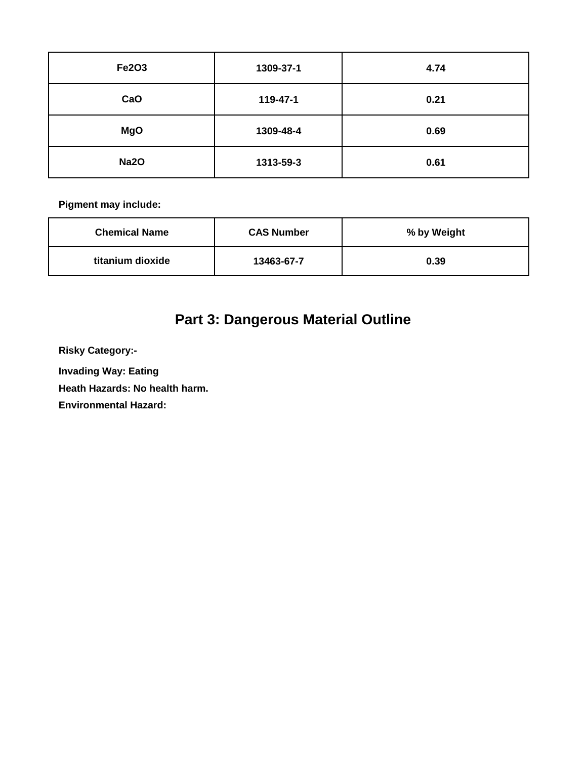| $Fe_2O_3$ | 1309-37-1 | 4.74 |
| --- | --- | --- |
| CaO | 119-47-1 | 0.21 |
| MgO | 1309-48-4 | 0.69 |
| $Na_2O$ | 1313-59-3 | 0.61 |

**Pigment may include:**

| Chemical Name | CAS Number | % by Weight |
| --- | --- | --- |
| titanium dioxide | 13463-67-7 | 0.39 |

## Part 3: Dangerous Material Outline

**Risky Category:-**

**Invading Way: Eating**

**Heath Hazards: No health harm.**

**Environmental Hazard:**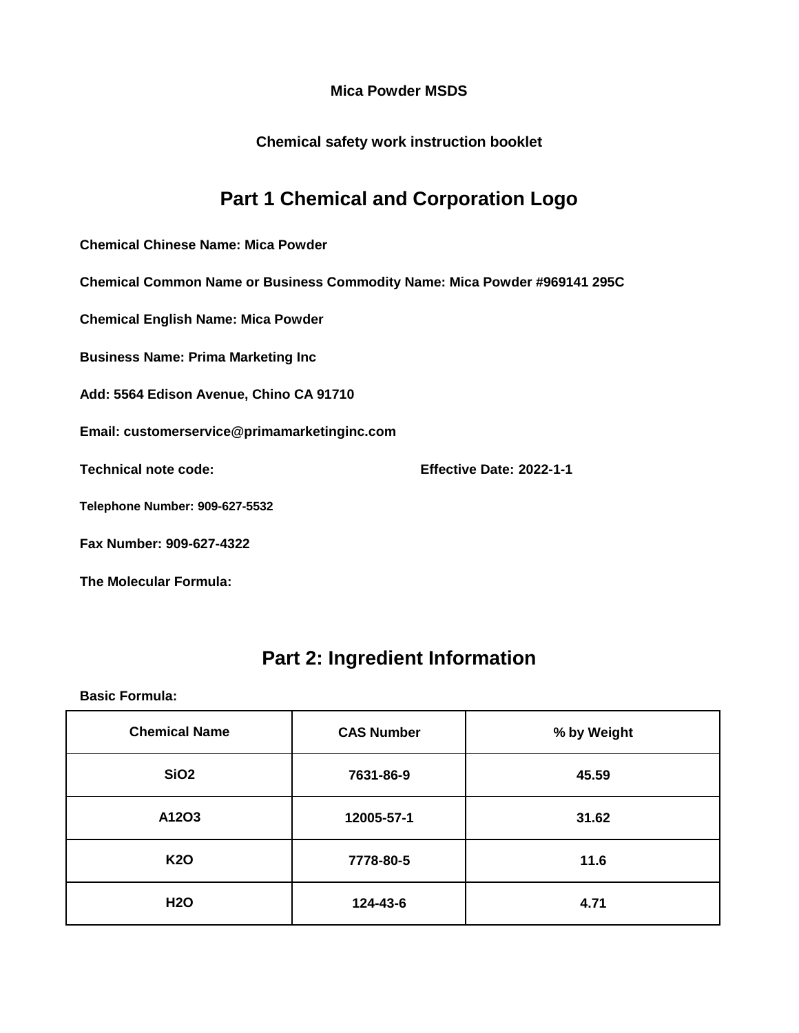**Mica Powder MSDS**

**Chemical safety work instruction booklet**

## Part 1 Chemical and Corporation Logo

**Chemical Chinese Name: Mica Powder**

**Chemical Common Name or Business Commodity Name: Mica Powder #969141 295C**

**Chemical English Name: Mica Powder**

**Business Name: Prima Marketing Inc**

**Add: 5564 Edison Avenue, Chino CA 91710**

**Email: customerservice@primamarketinginc.com**

**Technical note code:** **Effective Date: 2022-1-1**

**Telephone Number: 909-627-5532**

**Fax Number: 909-627-4322**

**The Molecular Formula:**

## Part 2: Ingredient Information

**Basic Formula:**

| Chemical Name | CAS Number | % by Weight |
|---|---|---|
| $SiO_2$ | 7631-86-9 | 45.59 |
| A12O3 | 12005-57-1 | 31.62 |
| $K_2O$ | 7778-80-5 | 11.6 |
| $H_2O$ | 124-43-6 | 4.71 |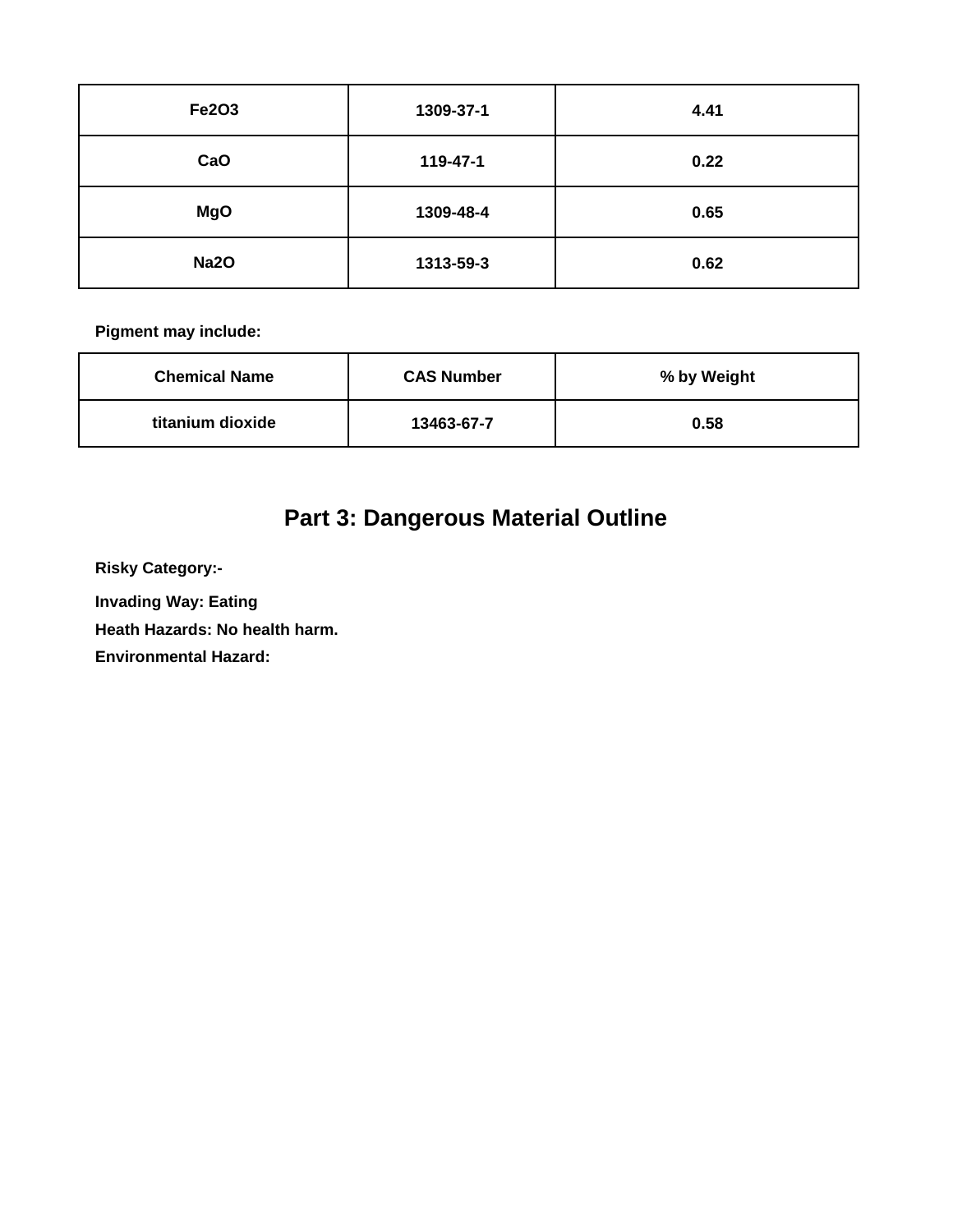| $Fe_2O_3$ | 1309-37-1 | 4.41 |
| --- | --- | --- |
| CaO | 119-47-1 | 0.22 |
| MgO | 1309-48-4 | 0.65 |
| $Na_2O$ | 1313-59-3 | 0.62 |

**Pigment may include:**

| Chemical Name | CAS Number | % by Weight |
| --- | --- | --- |
| titanium dioxide | 13463-67-7 | 0.58 |

## Part 3: Dangerous Material Outline

**Risky Category:-**

**Invading Way: Eating**

**Heath Hazards: No health harm.**

**Environmental Hazard:**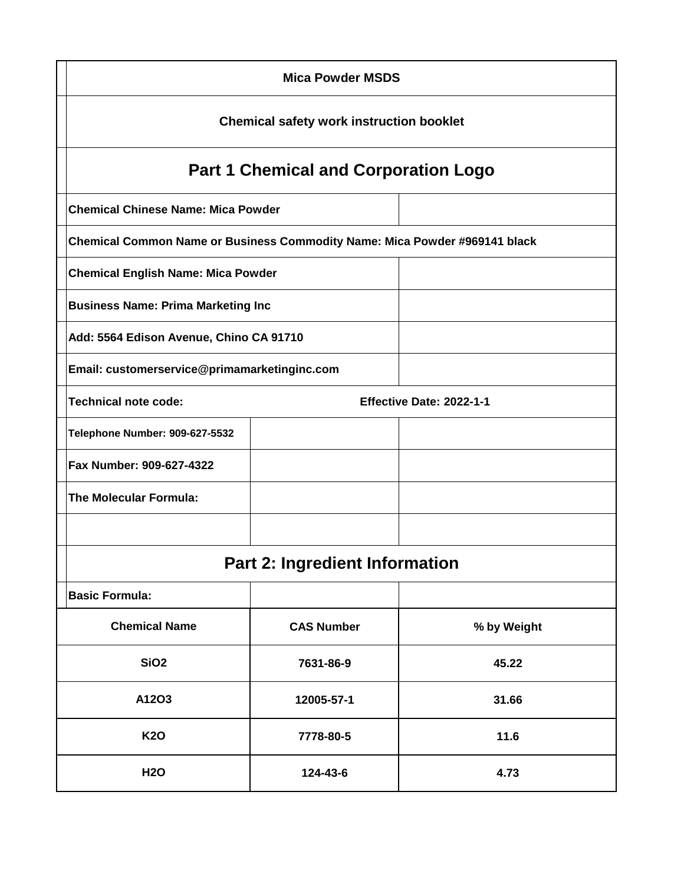**Mica Powder MSDS**

**Chemical safety work instruction booklet**

## Part 1 Chemical and Corporation Logo

**Chemical Chinese Name: Mica Powder**

**Chemical Common Name or Business Commodity Name: Mica Powder #969141 black**

**Chemical English Name: Mica Powder**

**Business Name: Prima Marketing Inc**

**Add: 5564 Edison Avenue, Chino CA 91710**

**Email: customerservice@primamarketinginc.com**

**Technical note code:** **Effective Date: 2022-1-1**

**Telephone Number: 909-627-5532**

**Fax Number: 909-627-4322**

**The Molecular Formula:**

## Part 2: Ingredient Information

**Basic Formula:**

| Chemical Name | CAS Number | % by Weight |
|---|---|---|
| SiO2 | 7631-86-9 | 45.22 |
| A12O3 | 12005-57-1 | 31.66 |
| K2O | 7778-80-5 | 11.6 |
| H2O | 124-43-6 | 4.73 |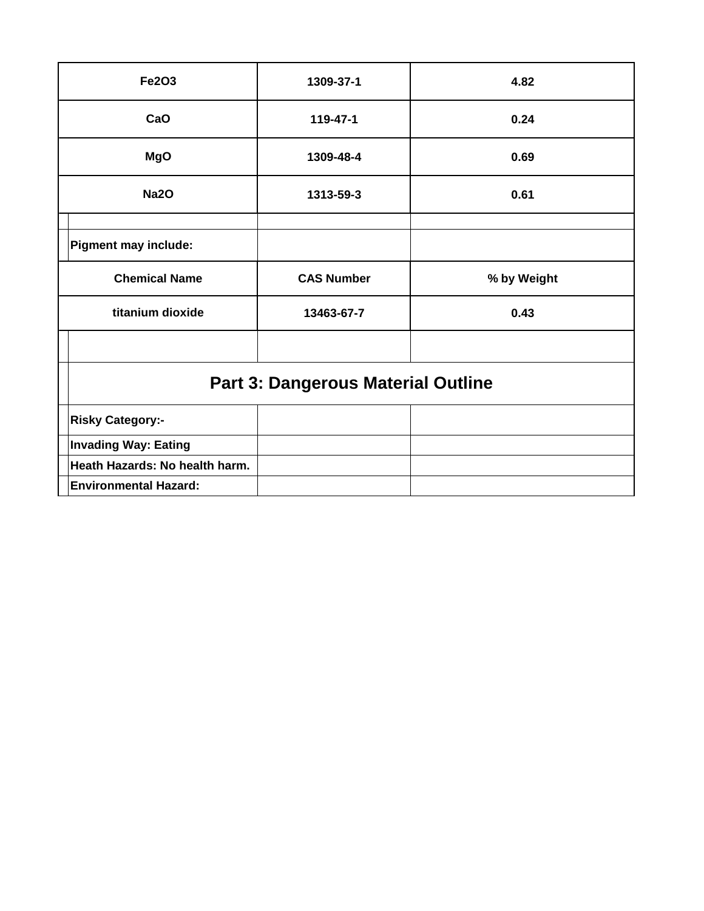| | | |
|---|---|---|
| $Fe_2O_3$ | 1309-37-1 | 4.82 |
| CaO | 119-47-1 | 0.24 |
| MgO | 1309-48-4 | 0.69 |
| $Na_2O$ | 1313-59-3 | 0.61 |

**Pigment may include:**

| Chemical Name | CAS Number | % by Weight |
|---|---|---|
| titanium dioxide | 13463-67-7 | 0.43 |

## Part 3: Dangerous Material Outline

**Risky Category:-**

**Invading Way: Eating**

**Heath Hazards: No health harm.**

**Environmental Hazard:**